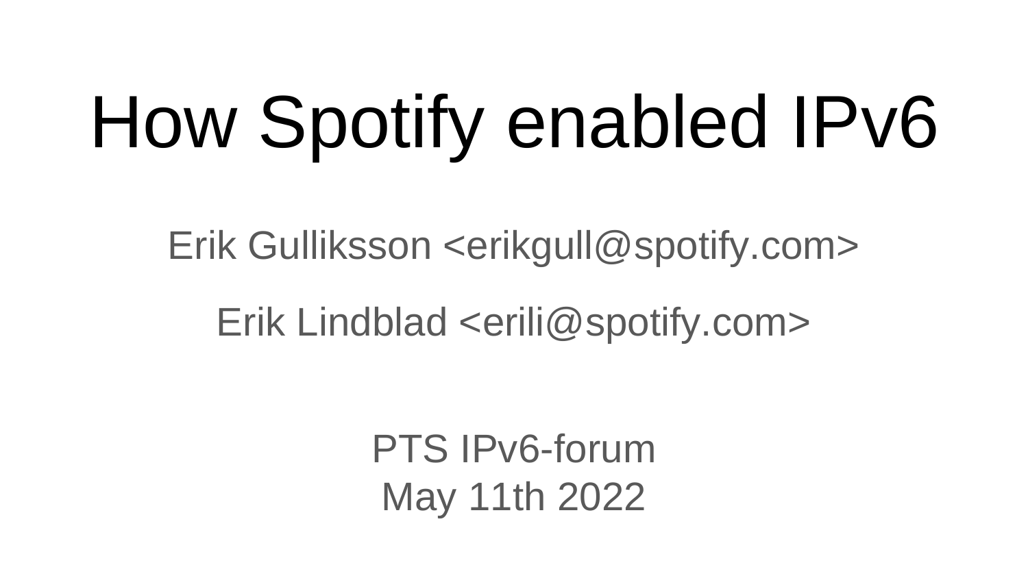# How Spotify enabled IPv6

Erik Gulliksson <erikgull@spotify.com>

Erik Lindblad <erili@spotify.com>

PTS IPv6-forum
May 11th 2022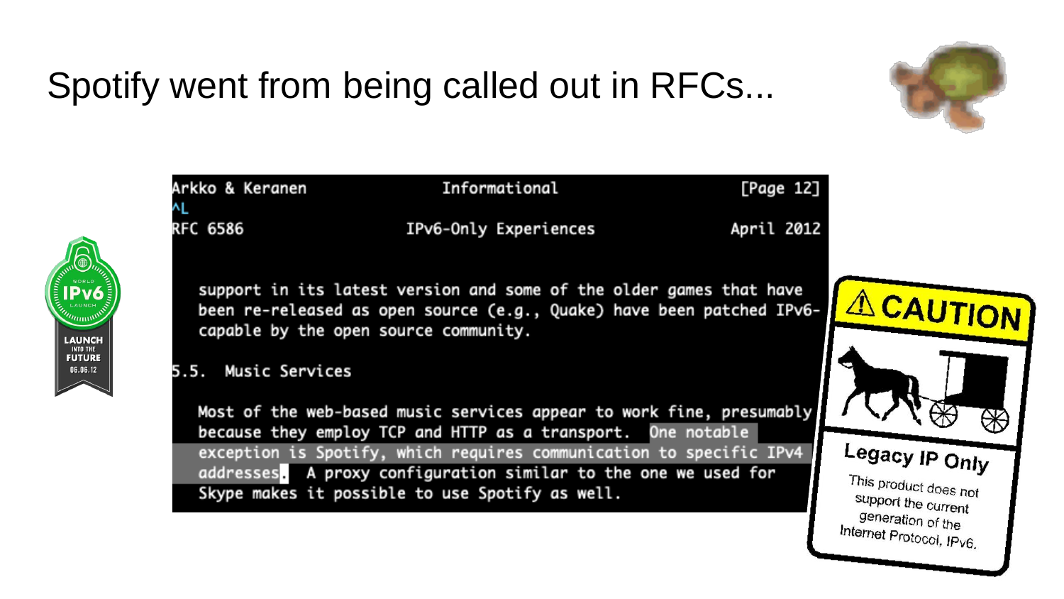# Spotify went from being called out in RFCs...

```
Arkko & Keranen                Informational                  [Page 12]
^L
RFC 6586                    IPv6-Only Experiences             April 2012


   support in its latest version and some of the older games that have
   been re-released as open source (e.g., Quake) have been patched IPv6-
   capable by the open source community.

5.5.  Music Services

   Most of the web-based music services appear to work fine, presumably
   because they employ TCP and HTTP as a transport.  One notable
   exception is Spotify, which requires communication to specific IPv4
   addresses.  A proxy configuration similar to the one we used for
   Skype makes it possible to use Spotify as well.
```

WORLD IPv6 LAUNCH
LAUNCH INTO THE FUTURE 06.06.12

⚠ CAUTION

Legacy IP Only

This product does not support the current generation of the Internet Protocol, IPv6.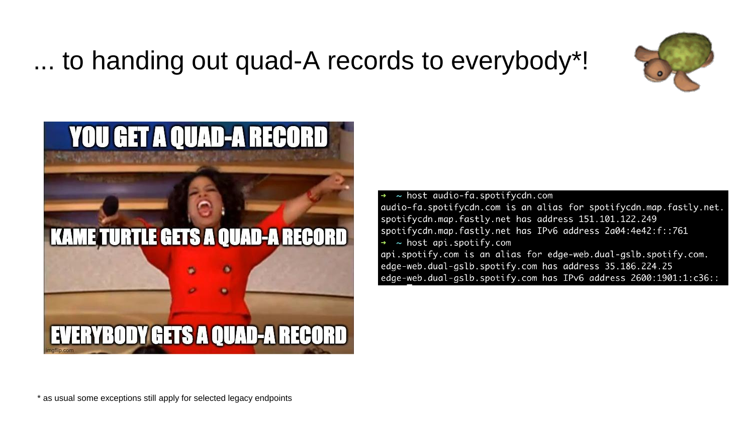# ... to handing out quad-A records to everybody*!

YOU GET A QUAD-A RECORD

KAME TURTLE GETS A QUAD-A RECORD

EVERYBODY GETS A QUAD-A RECORD

```
➜  ~ host audio-fa.spotifycdn.com
audio-fa.spotifycdn.com is an alias for spotifycdn.map.fastly.net.
spotifycdn.map.fastly.net has address 151.101.122.249
spotifycdn.map.fastly.net has IPv6 address 2a04:4e42:f::761
➜  ~ host api.spotify.com
api.spotify.com is an alias for edge-web.dual-gslb.spotify.com.
edge-web.dual-gslb.spotify.com has address 35.186.224.25
edge-web.dual-gslb.spotify.com has IPv6 address 2600:1901:1:c36::
```

* as usual some exceptions still apply for selected legacy endpoints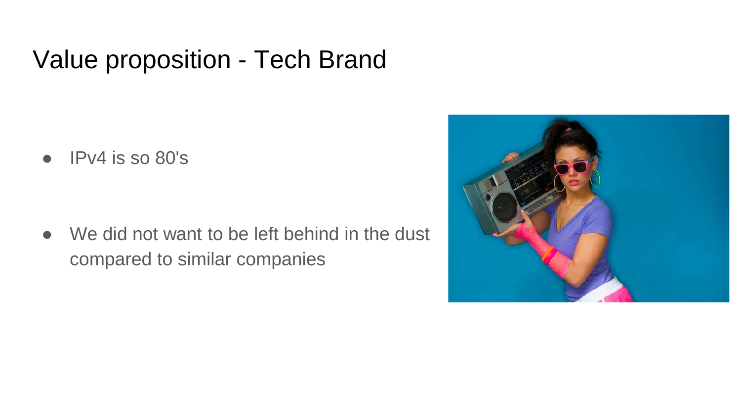# Value proposition - Tech Brand

- IPv4 is so 80's

- We did not want to be left behind in the dust compared to similar companies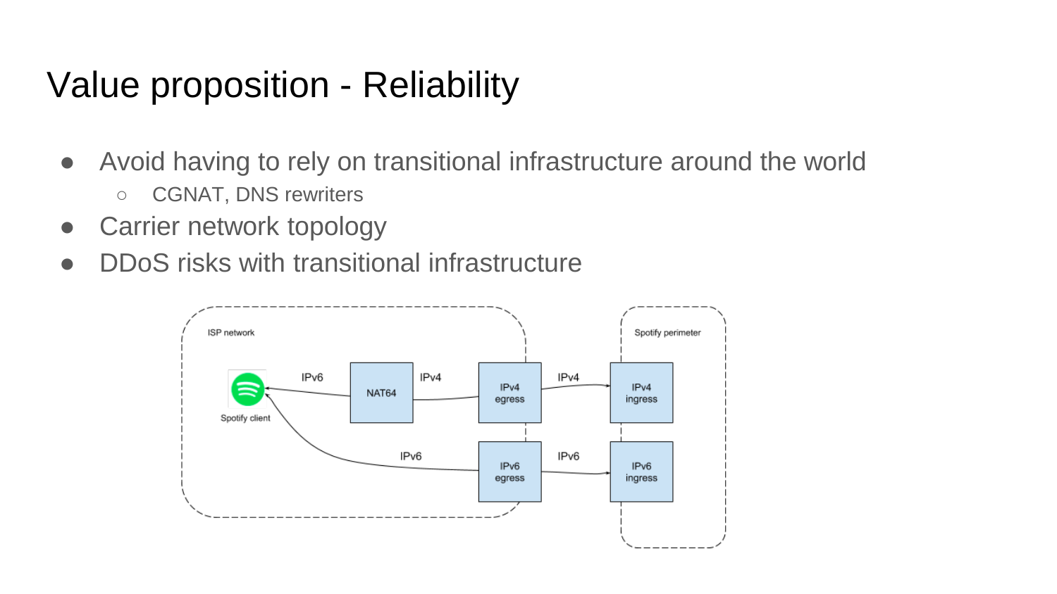# Value proposition - Reliability

- Avoid having to rely on transitional infrastructure around the world
  - CGNAT, DNS rewriters
- Carrier network topology
- DDoS risks with transitional infrastructure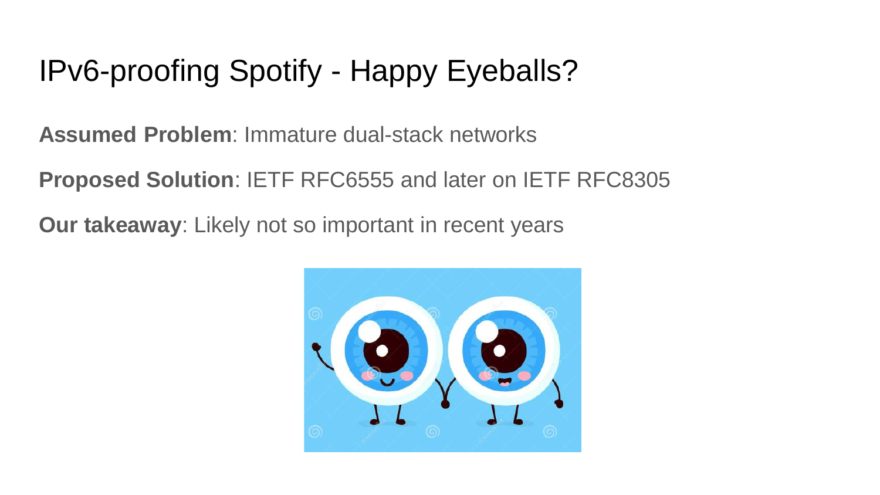# IPv6-proofing Spotify - Happy Eyeballs?

**Assumed Problem**: Immature dual-stack networks

**Proposed Solution**: IETF RFC6555 and later on IETF RFC8305

**Our takeaway**: Likely not so important in recent years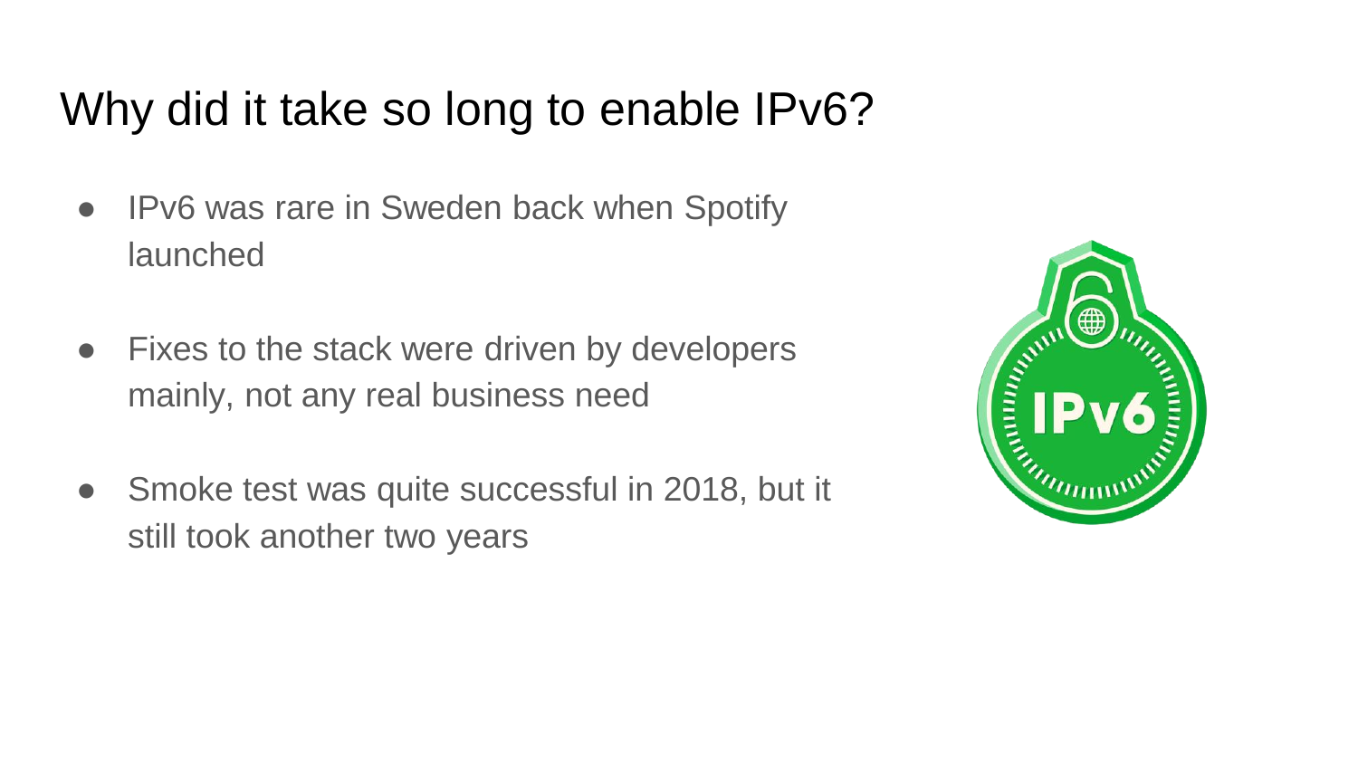# Why did it take so long to enable IPv6?

- IPv6 was rare in Sweden back when Spotify launched
- Fixes to the stack were driven by developers mainly, not any real business need
- Smoke test was quite successful in 2018, but it still took another two years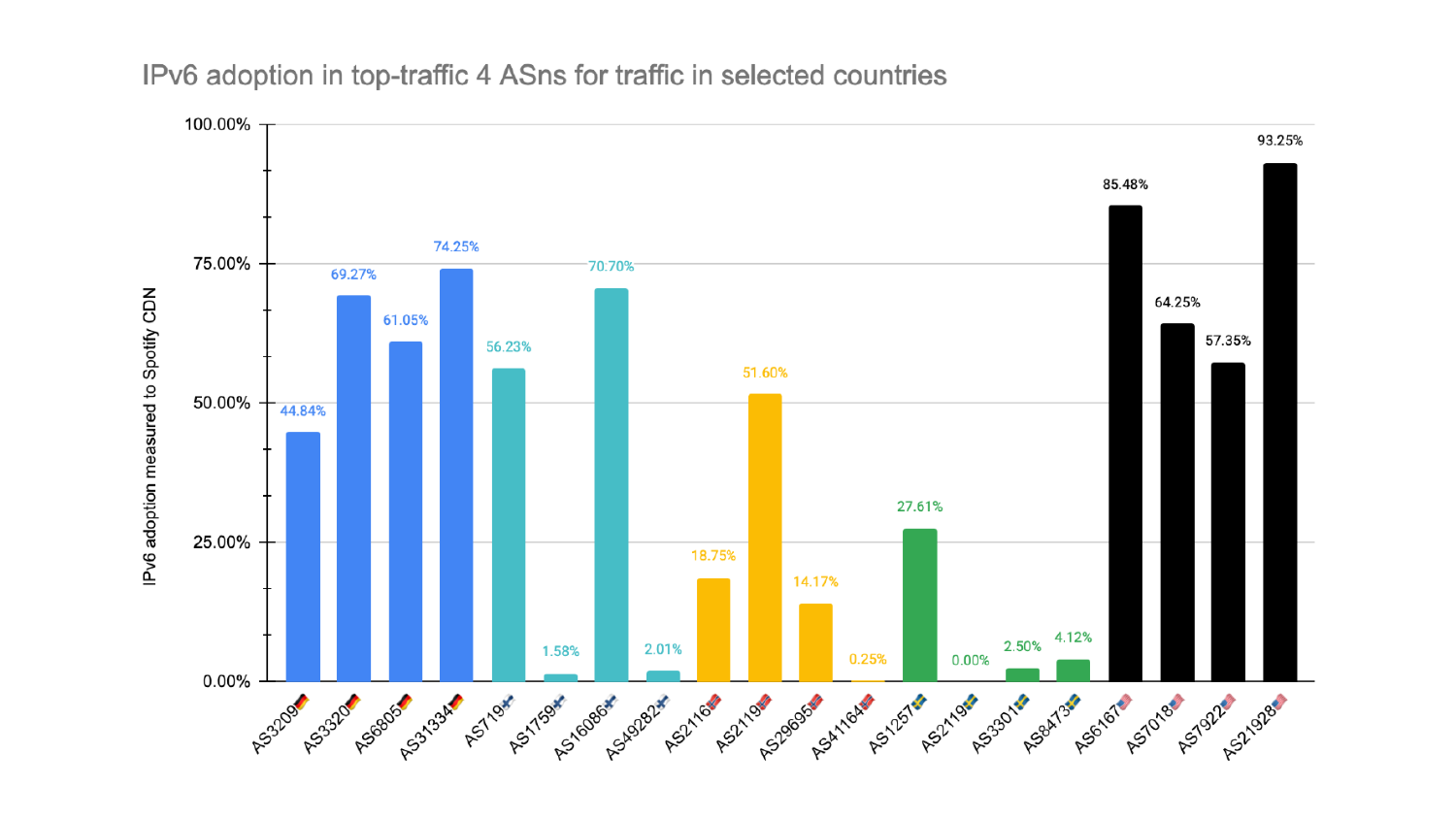## IPv6 adoption in top-traffic 4 ASns for traffic in selected countries

| ASN | IPv6 adoption measured to Spotify CDN |
| --- | --- |
| AS3209🇩🇪 | 44.84% |
| AS3320🇩🇪 | 69.27% |
| AS6805🇩🇪 | 61.05% |
| AS31334🇩🇪 | 74.25% |
| AS719🇫🇮 | 56.23% |
| AS1759🇫🇮 | 1.58% |
| AS16086🇫🇮 | 70.70% |
| AS49282🇫🇮 | 2.01% |
| AS2116🇳🇴 | 18.75% |
| AS2119🇳🇴 | 51.60% |
| AS29695🇳🇴 | 14.17% |
| AS41164🇳🇴 | 0.25% |
| AS1257🇸🇪 | 27.61% |
| AS2119🇸🇪 | 0.00% |
| AS3301🇸🇪 | 2.50% |
| AS8473🇸🇪 | 4.12% |
| AS6167🇺🇸 | 85.48% |
| AS7018🇺🇸 | 64.25% |
| AS7922🇺🇸 | 57.35% |
| AS21928🇺🇸 | 93.25% |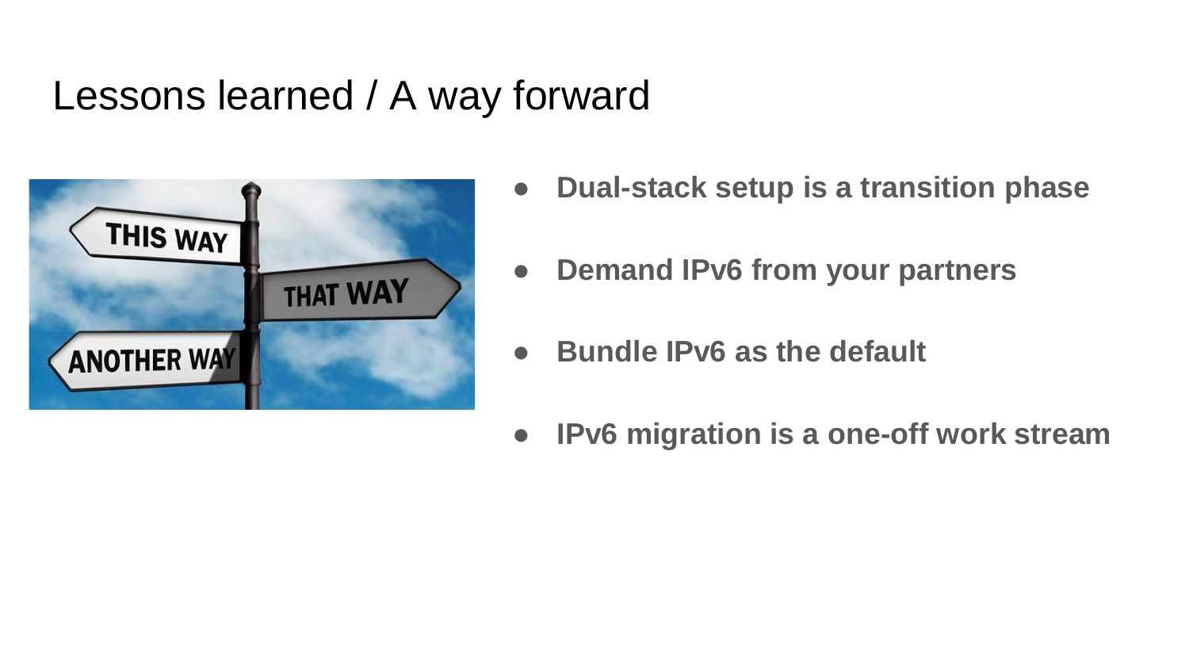# Lessons learned / A way forward

- **Dual-stack setup is a transition phase**
- **Demand IPv6 from your partners**
- **Bundle IPv6 as the default**
- **IPv6 migration is a one-off work stream**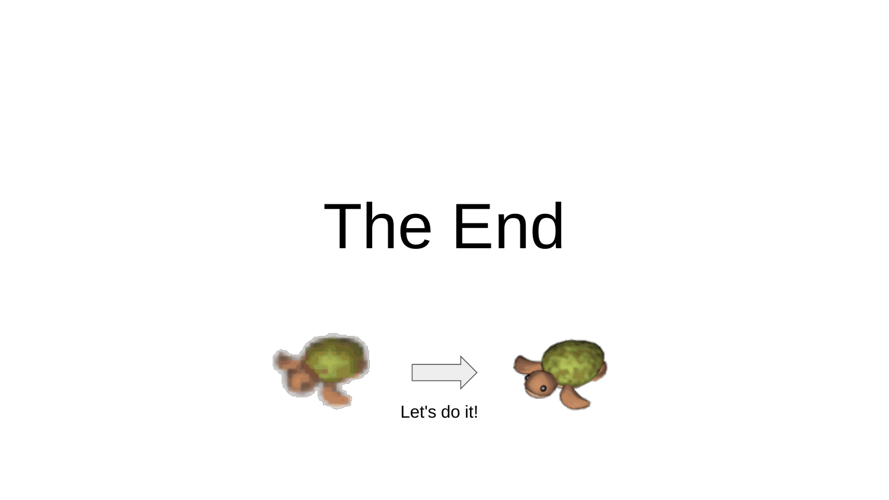# The End

Let's do it!